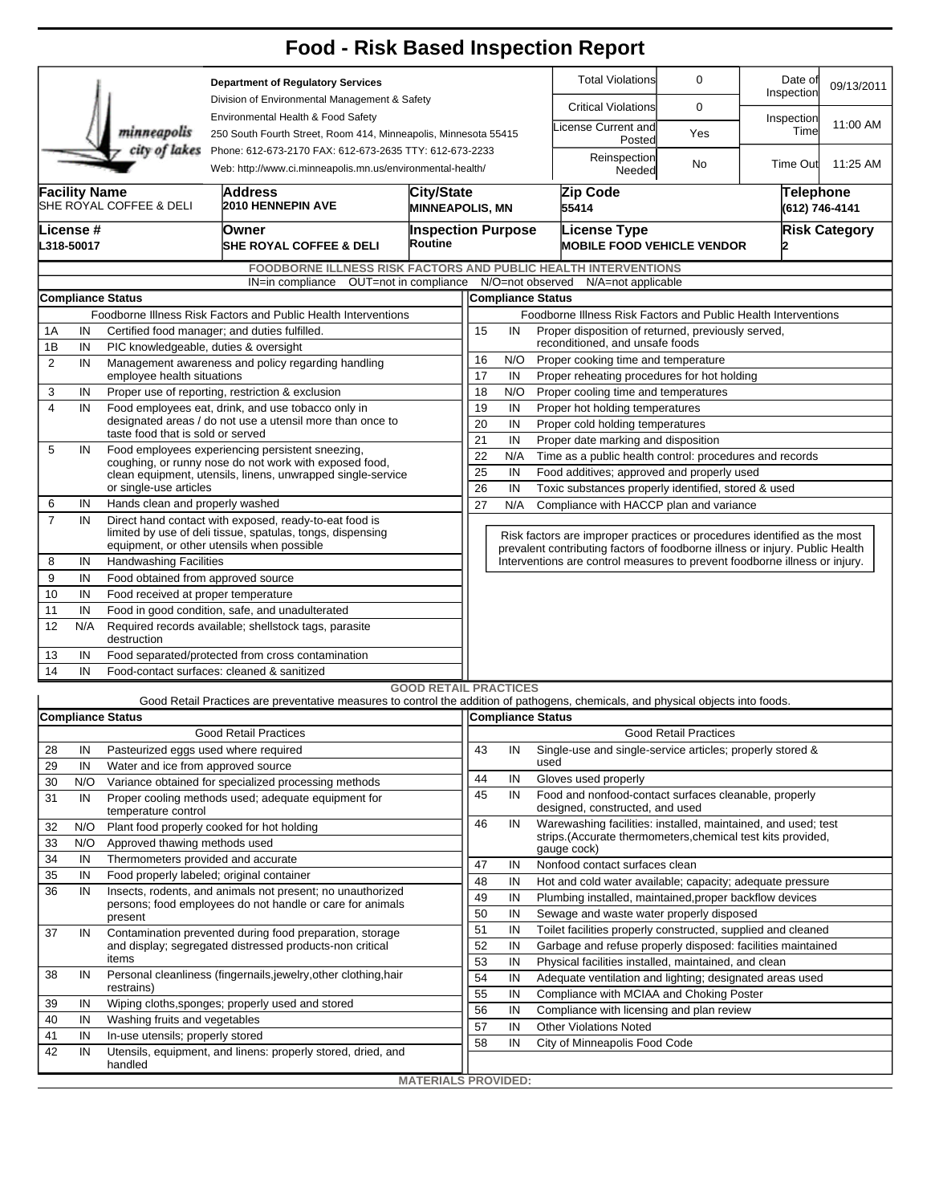# Food - Risk Based Inspection Report

**Department of Regulatory Services**
Division of Environmental Management & Safety
Environmental Health & Food Safety
250 South Fourth Street, Room 414, Minneapolis, Minnesota 55415
Phone: 612-673-2170 FAX: 612-673-2635 TTY: 612-673-2233
Web: http://www.ci.minneapolis.mn.us/environmental-health/

minneapolis city of lakes

| Total Violations | 0 | Date of Inspection | 09/13/2011 |
|---|---|---|---|
| Critical Violations | 0 | Inspection Time | 11:00 AM |
| License Current and Posted | Yes | | |
| Reinspection Needed | No | Time Out | 11:25 AM |

| Facility Name | Address | City/State | Zip Code | Telephone |
|---|---|---|---|---|
| SHE ROYAL COFFEE & DELI | 2010 HENNEPIN AVE | MINNEAPOLIS, MN | 55414 | (612) 746-4141 |

| License # | Owner | Inspection Purpose | License Type | Risk Category |
|---|---|---|---|---|
| L318-50017 | SHE ROYAL COFFEE & DELI | Routine | MOBILE FOOD VEHICLE VENDOR | 2 |

## FOODBORNE ILLNESS RISK FACTORS AND PUBLIC HEALTH INTERVENTIONS

IN=in compliance OUT=not in compliance N/O=not observed N/A=not applicable

**Compliance Status**

| | | Foodborne Illness Risk Factors and Public Health Interventions |
|---|---|---|
| 1A | IN | Certified food manager; and duties fulfilled. |
| 1B | IN | PIC knowledgeable, duties & oversight |
| 2 | IN | Management awareness and policy regarding handling employee health situations |
| 3 | IN | Proper use of reporting, restriction & exclusion |
| 4 | IN | Food employees eat, drink, and use tobacco only in designated areas / do not use a utensil more than once to taste food that is sold or served |
| 5 | IN | Food employees experiencing persistent sneezing, coughing, or runny nose do not work with exposed food, clean equipment, utensils, linens, unwrapped single-service or single-use articles |
| 6 | IN | Hands clean and properly washed |
| 7 | IN | Direct hand contact with exposed, ready-to-eat food is limited by use of deli tissue, spatulas, tongs, dispensing equipment, or other utensils when possible |
| 8 | IN | Handwashing Facilities |
| 9 | IN | Food obtained from approved source |
| 10 | IN | Food received at proper temperature |
| 11 | IN | Food in good condition, safe, and unadulterated |
| 12 | N/A | Required records available; shellstock tags, parasite destruction |
| 13 | IN | Food separated/protected from cross contamination |
| 14 | IN | Food-contact surfaces: cleaned & sanitized |
| 15 | IN | Proper disposition of returned, previously served, reconditioned, and unsafe foods |
| 16 | N/O | Proper cooking time and temperature |
| 17 | IN | Proper reheating procedures for hot holding |
| 18 | N/O | Proper cooling time and temperatures |
| 19 | IN | Proper hot holding temperatures |
| 20 | IN | Proper cold holding temperatures |
| 21 | IN | Proper date marking and disposition |
| 22 | N/A | Time as a public health control: procedures and records |
| 25 | IN | Food additives; approved and properly used |
| 26 | IN | Toxic substances properly identified, stored & used |
| 27 | N/A | Compliance with HACCP plan and variance |

Risk factors are improper practices or procedures identified as the most prevalent contributing factors of foodborne illness or injury. Public Health Interventions are control measures to prevent foodborne illness or injury.

## GOOD RETAIL PRACTICES

Good Retail Practices are preventative measures to control the addition of pathogens, chemicals, and physical objects into foods.

**Compliance Status**

| | | Good Retail Practices |
|---|---|---|
| 28 | IN | Pasteurized eggs used where required |
| 29 | IN | Water and ice from approved source |
| 30 | N/O | Variance obtained for specialized processing methods |
| 31 | IN | Proper cooling methods used; adequate equipment for temperature control |
| 32 | N/O | Plant food properly cooked for hot holding |
| 33 | N/O | Approved thawing methods used |
| 34 | IN | Thermometers provided and accurate |
| 35 | IN | Food properly labeled; original container |
| 36 | IN | Insects, rodents, and animals not present; no unauthorized persons; food employees do not handle or care for animals present |
| 37 | IN | Contamination prevented during food preparation, storage and display; segregated distressed products-non critical items |
| 38 | IN | Personal cleanliness (fingernails,jewelry,other clothing,hair restrains) |
| 39 | IN | Wiping cloths,sponges; properly used and stored |
| 40 | IN | Washing fruits and vegetables |
| 41 | IN | In-use utensils; properly stored |
| 42 | IN | Utensils, equipment, and linens: properly stored, dried, and handled |
| 43 | IN | Single-use and single-service articles; properly stored & used |
| 44 | IN | Gloves used properly |
| 45 | IN | Food and nonfood-contact surfaces cleanable, properly designed, constructed, and used |
| 46 | IN | Warewashing facilities: installed, maintained, and used; test strips.(Accurate thermometers,chemical test kits provided, gauge cock) |
| 47 | IN | Nonfood contact surfaces clean |
| 48 | IN | Hot and cold water available; capacity; adequate pressure |
| 49 | IN | Plumbing installed, maintained,proper backflow devices |
| 50 | IN | Sewage and waste water properly disposed |
| 51 | IN | Toilet facilities properly constructed, supplied and cleaned |
| 52 | IN | Garbage and refuse properly disposed: facilities maintained |
| 53 | IN | Physical facilities installed, maintained, and clean |
| 54 | IN | Adequate ventilation and lighting; designated areas used |
| 55 | IN | Compliance with MCIAA and Choking Poster |
| 56 | IN | Compliance with licensing and plan review |
| 57 | IN | Other Violations Noted |
| 58 | IN | City of Minneapolis Food Code |

**MATERIALS PROVIDED:**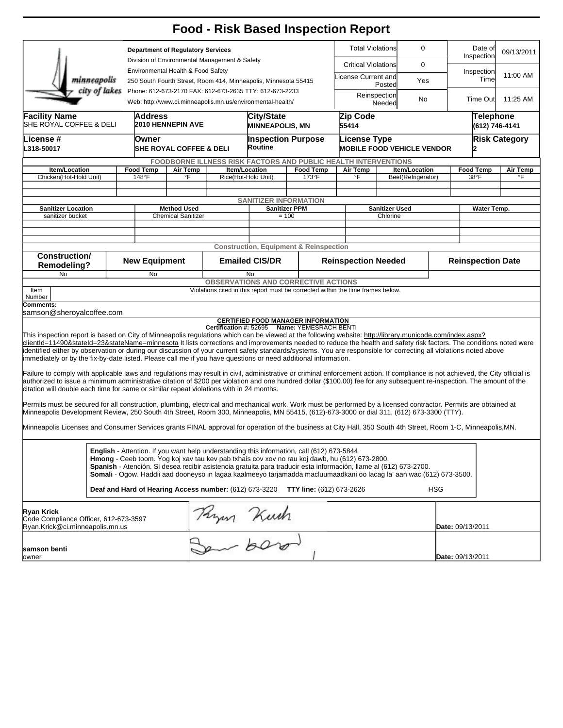# Food - Risk Based Inspection Report

| | | | |
|---|---|---|---|
| **Department of Regulatory Services**<br>Division of Environmental Management & Safety<br>Environmental Health & Food Safety<br>250 South Fourth Street, Room 414, Minneapolis, Minnesota 55415<br>Phone: 612-673-2170 FAX: 612-673-2635 TTY: 612-673-2233<br>Web: http://www.ci.minneapolis.mn.us/environmental-health/ | Total Violations: 0 | Date of Inspection | 09/13/2011 |
| | Critical Violations: 0 | Inspection Time | 11:00 AM |
| | License Current and Posted: Yes | | |
| | Reinspection Needed: No | Time Out | 11:25 AM |

| Facility Name | Address | City/State | Zip Code | Telephone |
|---|---|---|---|---|
| SHE ROYAL COFFEE & DELI | 2010 HENNEPIN AVE | MINNEAPOLIS, MN | 55414 | (612) 746-4141 |

| License # | Owner | Inspection Purpose | License Type | Risk Category |
|---|---|---|---|---|
| L318-50017 | SHE ROYAL COFFEE & DELI | Routine | MOBILE FOOD VEHICLE VENDOR | 2 |

## FOODBORNE ILLNESS RISK FACTORS AND PUBLIC HEALTH INTERVENTIONS

| Item/Location | Food Temp | Air Temp | Item/Location | Food Temp | Air Temp | Item/Location | Food Temp | Air Temp |
|---|---|---|---|---|---|---|---|---|
| Chicken(Hot-Hold Unit) | 148°F | °F | Rice(Hot-Hold Unit) | 173°F | °F | Beef(Refrigerator) | 38°F | °F |

## SANITIZER INFORMATION

| Sanitizer Location | Method Used | Sanitizer PPM | Sanitizer Used | Water Temp. |
|---|---|---|---|---|
| sanitizer bucket | Chemical Sanitizer | = 100 | Chlorine | |

## Construction, Equipment & Reinspection

| Construction/ Remodeling? | New Equipment | Emailed CIS/DR | Reinspection Needed | Reinspection Date |
|---|---|---|---|---|
| No | No | No | | |

## OBSERVATIONS AND CORRECTIVE ACTIONS

Item Number — Violations cited in this report must be corrected within the time frames below.

**Comments:**
samson@sheroyalcoffee.com

**CERTIFIED FOOD MANAGER INFORMATION**
**Certification #:** 52695 **Name:** YEMESRACH BENTI

This inspection report is based on City of Minneapolis regulations which can be viewed at the following website: http://library.municode.com/index.aspx?clientId=11490&stateId=23&stateName=minnesota It lists corrections and improvements needed to reduce the health and safety risk factors. The conditions noted were identified either by observation or during our discussion of your current safety standards/systems. You are responsible for correcting all violations noted above immediately or by the fix-by-date listed. Please call me if you have questions or need additional information.

Failure to comply with applicable laws and regulations may result in civil, administrative or criminal enforcement action. If compliance is not achieved, the City official is authorized to issue a minimum administrative citation of $200 per violation and one hundred dollar ($100.00) fee for any subsequent re-inspection. The amount of the citation will double each time for same or similar repeat violations with in 24 months.

Permits must be secured for all construction, plumbing, electrical and mechanical work. Work must be performed by a licensed contractor. Permits are obtained at Minneapolis Development Review, 250 South 4th Street, Room 300, Minneapolis, MN 55415, (612)-673-3000 or dial 311, (612) 673-3300 (TTY).

Minneapolis Licenses and Consumer Services grants FINAL approval for operation of the business at City Hall, 350 South 4th Street, Room 1-C, Minneapolis,MN.

**English** - Attention. If you want help understanding this information, call (612) 673-5844.
**Hmong** - Ceeb toom. Yog koj xav tau kev pab txhais cov xov no rau koj dawb, hu (612) 673-2800.
**Spanish** - Atención. Si desea recibir asistencia gratuita para traducir esta información, llame al (612) 673-2700.
**Somali** - Ogow. Haddii aad dooneyso in lagaa kaalmeeyo tarjamadda macluumaadkani oo lacag la' aan wac (612) 673-3500.

**Deaf and Hard of Hearing Access number:** (612) 673-3220 **TTY line:** (612) 673-2626 HSG

**Ryan Krick**
Code Compliance Officer, 612-673-3597
Ryan.Krick@ci.minneapolis.mn.us
**Date:** 09/13/2011

**samson benti**
owner
**Date:** 09/13/2011